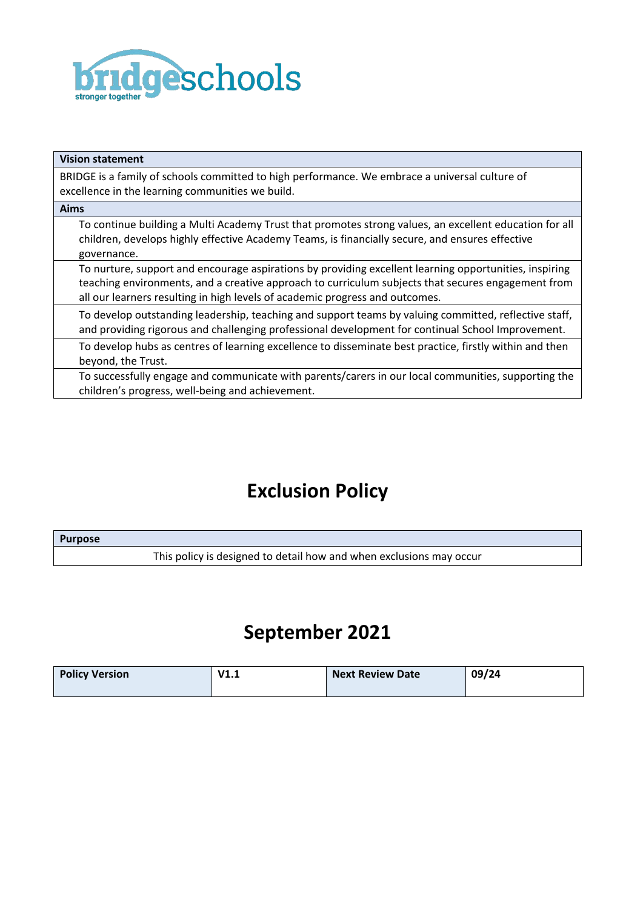bridgeschools
stronger together

| Vision statement |
| --- |
| BRIDGE is a family of schools committed to high performance. We embrace a universal culture of excellence in the learning communities we build. |

| Aims |
| --- |
| To continue building a Multi Academy Trust that promotes strong values, an excellent education for all children, develops highly effective Academy Teams, is financially secure, and ensures effective governance. |
| To nurture, support and encourage aspirations by providing excellent learning opportunities, inspiring teaching environments, and a creative approach to curriculum subjects that secures engagement from all our learners resulting in high levels of academic progress and outcomes. |
| To develop outstanding leadership, teaching and support teams by valuing committed, reflective staff, and providing rigorous and challenging professional development for continual School Improvement. |
| To develop hubs as centres of learning excellence to disseminate best practice, firstly within and then beyond, the Trust. |
| To successfully engage and communicate with parents/carers in our local communities, supporting the children's progress, well-being and achievement. |

# Exclusion Policy

| Purpose |
| --- |
| This policy is designed to detail how and when exclusions may occur |

## September 2021

| Policy Version | V1.1 | Next Review Date | 09/24 |
| --- | --- | --- | --- |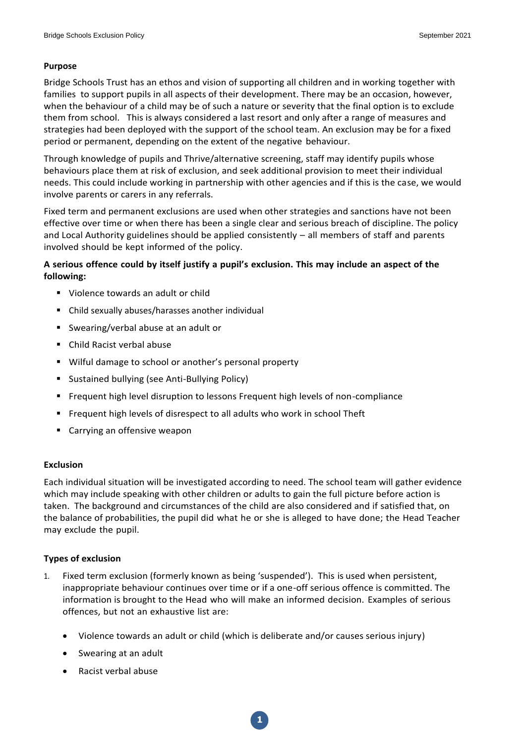**Purpose**

Bridge Schools Trust has an ethos and vision of supporting all children and in working together with families to support pupils in all aspects of their development. There may be an occasion, however, when the behaviour of a child may be of such a nature or severity that the final option is to exclude them from school. This is always considered a last resort and only after a range of measures and strategies had been deployed with the support of the school team. An exclusion may be for a fixed period or permanent, depending on the extent of the negative behaviour.

Through knowledge of pupils and Thrive/alternative screening, staff may identify pupils whose behaviours place them at risk of exclusion, and seek additional provision to meet their individual needs. This could include working in partnership with other agencies and if this is the case, we would involve parents or carers in any referrals.

Fixed term and permanent exclusions are used when other strategies and sanctions have not been effective over time or when there has been a single clear and serious breach of discipline. The policy and Local Authority guidelines should be applied consistently – all members of staff and parents involved should be kept informed of the policy.

**A serious offence could by itself justify a pupil's exclusion. This may include an aspect of the following:**

- Violence towards an adult or child
- Child sexually abuses/harasses another individual
- Swearing/verbal abuse at an adult or
- Child Racist verbal abuse
- Wilful damage to school or another's personal property
- Sustained bullying (see Anti-Bullying Policy)
- Frequent high level disruption to lessons Frequent high levels of non-compliance
- Frequent high levels of disrespect to all adults who work in school Theft
- Carrying an offensive weapon

**Exclusion**

Each individual situation will be investigated according to need. The school team will gather evidence which may include speaking with other children or adults to gain the full picture before action is taken. The background and circumstances of the child are also considered and if satisfied that, on the balance of probabilities, the pupil did what he or she is alleged to have done; the Head Teacher may exclude the pupil.

**Types of exclusion**

1. Fixed term exclusion (formerly known as being 'suspended'). This is used when persistent, inappropriate behaviour continues over time or if a one-off serious offence is committed. The information is brought to the Head who will make an informed decision. Examples of serious offences, but not an exhaustive list are:

   - Violence towards an adult or child (which is deliberate and/or causes serious injury)
   - Swearing at an adult
   - Racist verbal abuse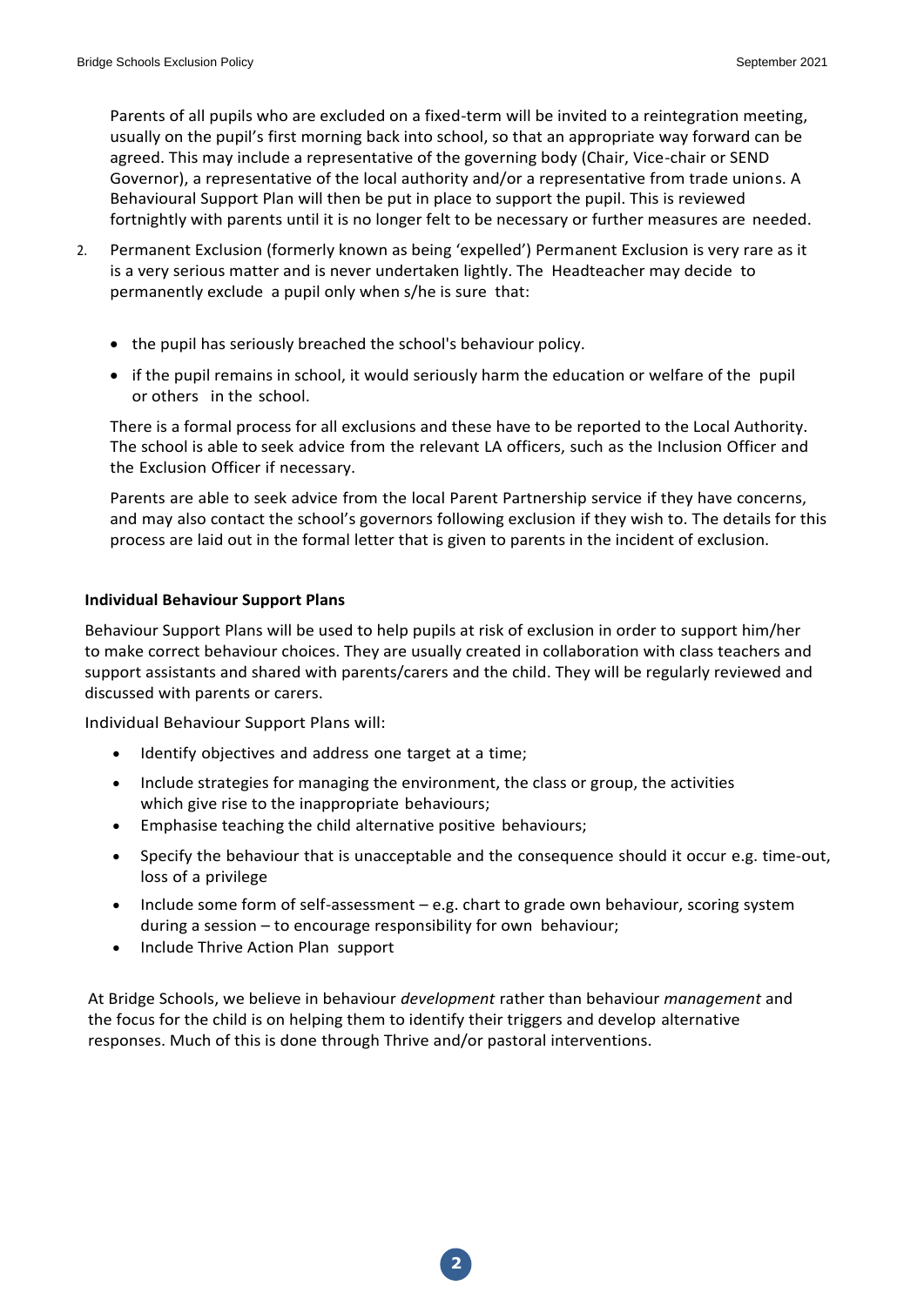Parents of all pupils who are excluded on a fixed-term will be invited to a reintegration meeting, usually on the pupil's first morning back into school, so that an appropriate way forward can be agreed. This may include a representative of the governing body (Chair, Vice-chair or SEND Governor), a representative of the local authority and/or a representative from trade unions. A Behavioural Support Plan will then be put in place to support the pupil. This is reviewed fortnightly with parents until it is no longer felt to be necessary or further measures are needed.

2. Permanent Exclusion (formerly known as being 'expelled') Permanent Exclusion is very rare as it is a very serious matter and is never undertaken lightly. The Headteacher may decide to permanently exclude a pupil only when s/he is sure that:

   - the pupil has seriously breached the school's behaviour policy.
   - if the pupil remains in school, it would seriously harm the education or welfare of the pupil or others in the school.

   There is a formal process for all exclusions and these have to be reported to the Local Authority. The school is able to seek advice from the relevant LA officers, such as the Inclusion Officer and the Exclusion Officer if necessary.

   Parents are able to seek advice from the local Parent Partnership service if they have concerns, and may also contact the school's governors following exclusion if they wish to. The details for this process are laid out in the formal letter that is given to parents in the incident of exclusion.

**Individual Behaviour Support Plans**

Behaviour Support Plans will be used to help pupils at risk of exclusion in order to support him/her to make correct behaviour choices. They are usually created in collaboration with class teachers and support assistants and shared with parents/carers and the child. They will be regularly reviewed and discussed with parents or carers.

Individual Behaviour Support Plans will:

- Identify objectives and address one target at a time;
- Include strategies for managing the environment, the class or group, the activities which give rise to the inappropriate behaviours;
- Emphasise teaching the child alternative positive behaviours;
- Specify the behaviour that is unacceptable and the consequence should it occur e.g. time-out, loss of a privilege
- Include some form of self-assessment – e.g. chart to grade own behaviour, scoring system during a session – to encourage responsibility for own behaviour;
- Include Thrive Action Plan support

At Bridge Schools, we believe in behaviour *development* rather than behaviour *management* and the focus for the child is on helping them to identify their triggers and develop alternative responses. Much of this is done through Thrive and/or pastoral interventions.